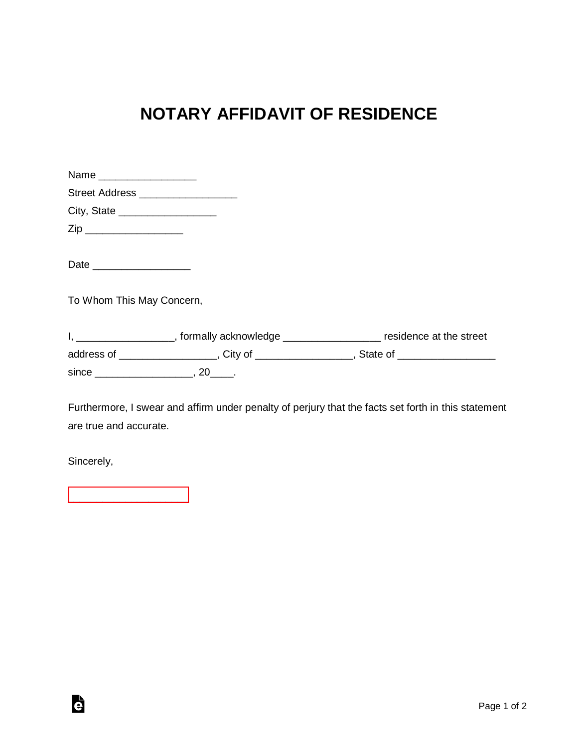# NOTARY AFFIDAVIT OF RESIDENCE

Name _________________

Street Address _________________

City, State _________________

Zip _________________

Date _________________

To Whom This May Concern,

I, _________________, formally acknowledge _________________ residence at the street address of _________________, City of _________________, State of _________________ since _________________, 20____.

Furthermore, I swear and affirm under penalty of perjury that the facts set forth in this statement are true and accurate.

Sincerely,

_____________________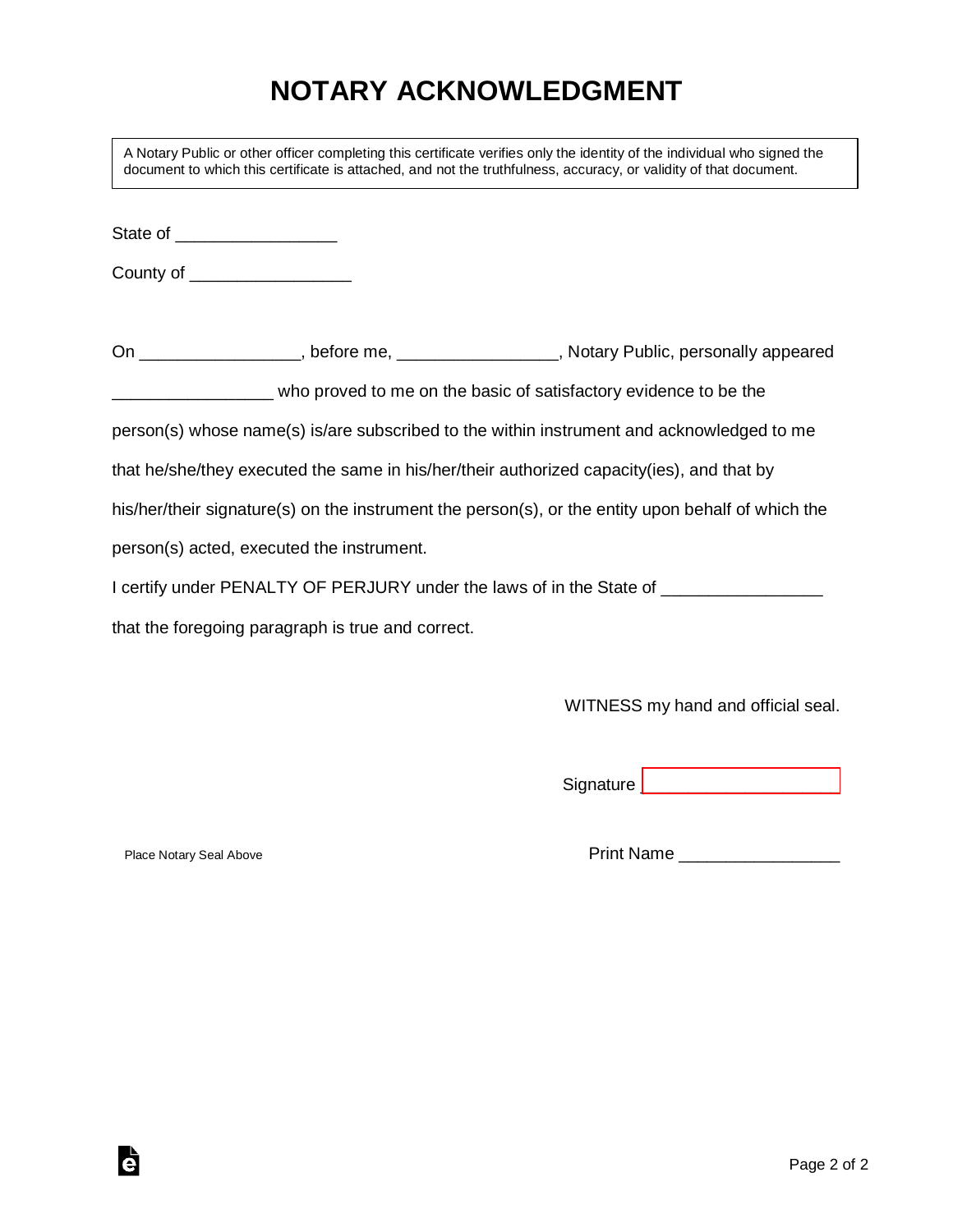# NOTARY ACKNOWLEDGMENT

> A Notary Public or other officer completing this certificate verifies only the identity of the individual who signed the document to which this certificate is attached, and not the truthfulness, accuracy, or validity of that document.

State of ________________

County of ________________

On ________________, before me, ________________, Notary Public, personally appeared ________________ who proved to me on the basic of satisfactory evidence to be the person(s) whose name(s) is/are subscribed to the within instrument and acknowledged to me that he/she/they executed the same in his/her/their authorized capacity(ies), and that by his/her/their signature(s) on the instrument the person(s), or the entity upon behalf of which the person(s) acted, executed the instrument.

I certify under PENALTY OF PERJURY under the laws of in the State of ________________ that the foregoing paragraph is true and correct.

WITNESS my hand and official seal.

Signature ____________________

Place Notary Seal Above

Print Name ________________